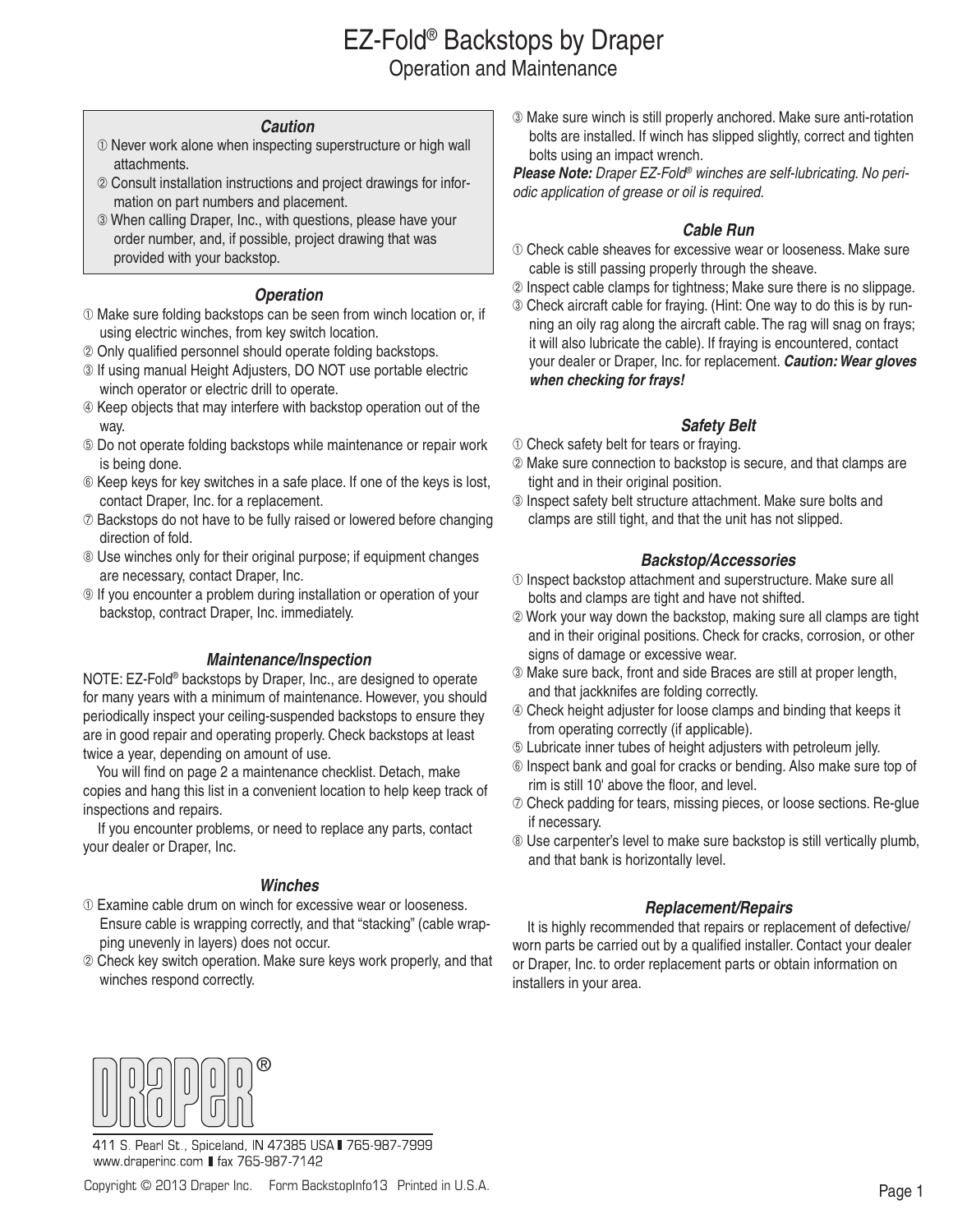# EZ-Fold® Backstops by Draper

## Operation and Maintenance

### *Caution*

① Never work alone when inspecting superstructure or high wall attachments.
② Consult installation instructions and project drawings for information on part numbers and placement.
③ When calling Draper, Inc., with questions, please have your order number, and, if possible, project drawing that was provided with your backstop.

### *Operation*

① Make sure folding backstops can be seen from winch location or, if using electric winches, from key switch location.
② Only qualified personnel should operate folding backstops.
③ If using manual Height Adjusters, DO NOT use portable electric winch operator or electric drill to operate.
④ Keep objects that may interfere with backstop operation out of the way.
⑤ Do not operate folding backstops while maintenance or repair work is being done.
⑥ Keep keys for key switches in a safe place. If one of the keys is lost, contact Draper, Inc. for a replacement.
⑦ Backstops do not have to be fully raised or lowered before changing direction of fold.
⑧ Use winches only for their original purpose; if equipment changes are necessary, contact Draper, Inc.
⑨ If you encounter a problem during installation or operation of your backstop, contract Draper, Inc. immediately.

### *Maintenance/Inspection*

NOTE: EZ-Fold® backstops by Draper, Inc., are designed to operate for many years with a minimum of maintenance. However, you should periodically inspect your ceiling-suspended backstops to ensure they are in good repair and operating properly. Check backstops at least twice a year, depending on amount of use.

You will find on page 2 a maintenance checklist. Detach, make copies and hang this list in a convenient location to help keep track of inspections and repairs.

If you encounter problems, or need to replace any parts, contact your dealer or Draper, Inc.

### *Winches*

① Examine cable drum on winch for excessive wear or looseness. Ensure cable is wrapping correctly, and that "stacking" (cable wrapping unevenly in layers) does not occur.
② Check key switch operation. Make sure keys work properly, and that winches respond correctly.
③ Make sure winch is still properly anchored. Make sure anti-rotation bolts are installed. If winch has slipped slightly, correct and tighten bolts using an impact wrench.

***Please Note:*** *Draper EZ-Fold® winches are self-lubricating. No periodic application of grease or oil is required.*

### *Cable Run*

① Check cable sheaves for excessive wear or looseness. Make sure cable is still passing properly through the sheave.
② Inspect cable clamps for tightness; Make sure there is no slippage.
③ Check aircraft cable for fraying. (Hint: One way to do this is by running an oily rag along the aircraft cable. The rag will snag on frays; it will also lubricate the cable). If fraying is encountered, contact your dealer or Draper, Inc. for replacement. ***Caution: Wear gloves when checking for frays!***

### *Safety Belt*

① Check safety belt for tears or fraying.
② Make sure connection to backstop is secure, and that clamps are tight and in their original position.
③ Inspect safety belt structure attachment. Make sure bolts and clamps are still tight, and that the unit has not slipped.

### *Backstop/Accessories*

① Inspect backstop attachment and superstructure. Make sure all bolts and clamps are tight and have not shifted.
② Work your way down the backstop, making sure all clamps are tight and in their original positions. Check for cracks, corrosion, or other signs of damage or excessive wear.
③ Make sure back, front and side Braces are still at proper length, and that jackknifes are folding correctly.
④ Check height adjuster for loose clamps and binding that keeps it from operating correctly (if applicable).
⑤ Lubricate inner tubes of height adjusters with petroleum jelly.
⑥ Inspect bank and goal for cracks or bending. Also make sure top of rim is still 10' above the floor, and level.
⑦ Check padding for tears, missing pieces, or loose sections. Re-glue if necessary.
⑧ Use carpenter's level to make sure backstop is still vertically plumb, and that bank is horizontally level.

### *Replacement/Repairs*

It is highly recommended that repairs or replacement of defective/worn parts be carried out by a qualified installer. Contact your dealer or Draper, Inc. to order replacement parts or obtain information on installers in your area.

DRAPER®

411 S. Pearl St., Spiceland, IN 47385 USA | 765-987-7999
www.draperinc.com | fax 765-987-7142

Copyright © 2013 Draper Inc. Form BackstopInfo13 Printed in U.S.A.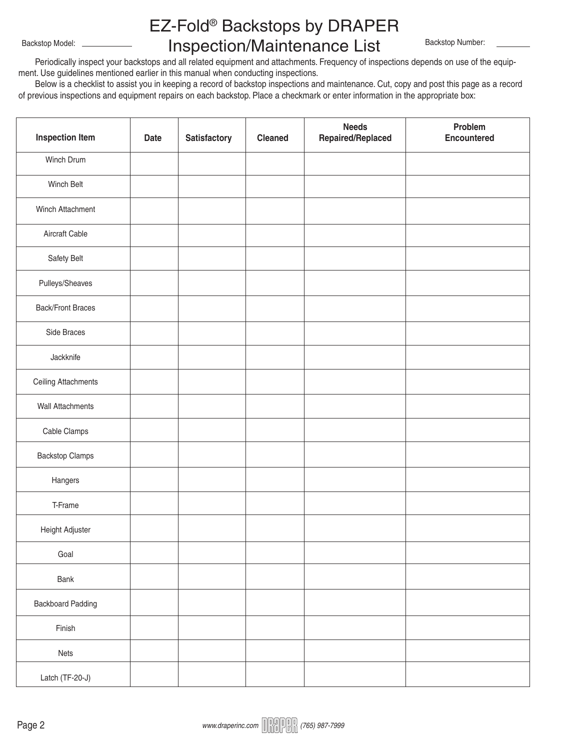# EZ-Fold® Backstops by DRAPER
# Inspection/Maintenance List

Backstop Model: ____________  Backstop Number: ________

Periodically inspect your backstops and all related equipment and attachments. Frequency of inspections depends on use of the equipment. Use guidelines mentioned earlier in this manual when conducting inspections.

Below is a checklist to assist you in keeping a record of backstop inspections and maintenance. Cut, copy and post this page as a record of previous inspections and equipment repairs on each backstop. Place a checkmark or enter information in the appropriate box:

| Inspection Item | Date | Satisfactory | Cleaned | Needs Repaired/Replaced | Problem Encountered |
|---|---|---|---|---|---|
| Winch Drum | | | | | |
| Winch Belt | | | | | |
| Winch Attachment | | | | | |
| Aircraft Cable | | | | | |
| Safety Belt | | | | | |
| Pulleys/Sheaves | | | | | |
| Back/Front Braces | | | | | |
| Side Braces | | | | | |
| Jackknife | | | | | |
| Ceiling Attachments | | | | | |
| Wall Attachments | | | | | |
| Cable Clamps | | | | | |
| Backstop Clamps | | | | | |
| Hangers | | | | | |
| T-Frame | | | | | |
| Height Adjuster | | | | | |
| Goal | | | | | |
| Bank | | | | | |
| Backboard Padding | | | | | |
| Finish | | | | | |
| Nets | | | | | |
| Latch (TF-20-J) | | | | | |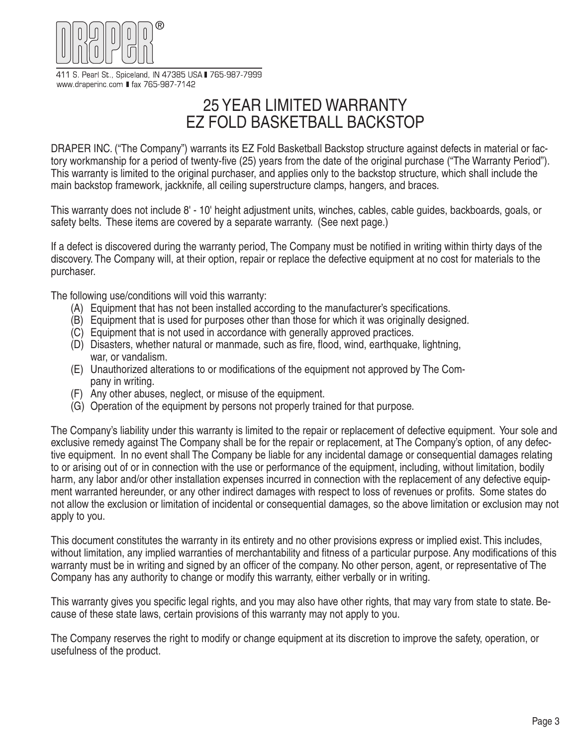DRAPER®

411 S. Pearl St., Spiceland, IN 47385 USA ▌765-987-7999
www.draperinc.com ▌fax 765-987-7142

# 25 YEAR LIMITED WARRANTY
# EZ FOLD BASKETBALL BACKSTOP

DRAPER INC. ("The Company") warrants its EZ Fold Basketball Backstop structure against defects in material or factory workmanship for a period of twenty-five (25) years from the date of the original purchase ("The Warranty Period"). This warranty is limited to the original purchaser, and applies only to the backstop structure, which shall include the main backstop framework, jackknife, all ceiling superstructure clamps, hangers, and braces.

This warranty does not include 8' - 10' height adjustment units, winches, cables, cable guides, backboards, goals, or safety belts. These items are covered by a separate warranty. (See next page.)

If a defect is discovered during the warranty period, The Company must be notified in writing within thirty days of the discovery. The Company will, at their option, repair or replace the defective equipment at no cost for materials to the purchaser.

The following use/conditions will void this warranty:

(A) Equipment that has not been installed according to the manufacturer's specifications.
(B) Equipment that is used for purposes other than those for which it was originally designed.
(C) Equipment that is not used in accordance with generally approved practices.
(D) Disasters, whether natural or manmade, such as fire, flood, wind, earthquake, lightning, war, or vandalism.
(E) Unauthorized alterations to or modifications of the equipment not approved by The Company in writing.
(F) Any other abuses, neglect, or misuse of the equipment.
(G) Operation of the equipment by persons not properly trained for that purpose.

The Company's liability under this warranty is limited to the repair or replacement of defective equipment. Your sole and exclusive remedy against The Company shall be for the repair or replacement, at The Company's option, of any defective equipment. In no event shall The Company be liable for any incidental damage or consequential damages relating to or arising out of or in connection with the use or performance of the equipment, including, without limitation, bodily harm, any labor and/or other installation expenses incurred in connection with the replacement of any defective equipment warranted hereunder, or any other indirect damages with respect to loss of revenues or profits. Some states do not allow the exclusion or limitation of incidental or consequential damages, so the above limitation or exclusion may not apply to you.

This document constitutes the warranty in its entirety and no other provisions express or implied exist. This includes, without limitation, any implied warranties of merchantability and fitness of a particular purpose. Any modifications of this warranty must be in writing and signed by an officer of the company. No other person, agent, or representative of The Company has any authority to change or modify this warranty, either verbally or in writing.

This warranty gives you specific legal rights, and you may also have other rights, that may vary from state to state. Because of these state laws, certain provisions of this warranty may not apply to you.

The Company reserves the right to modify or change equipment at its discretion to improve the safety, operation, or usefulness of the product.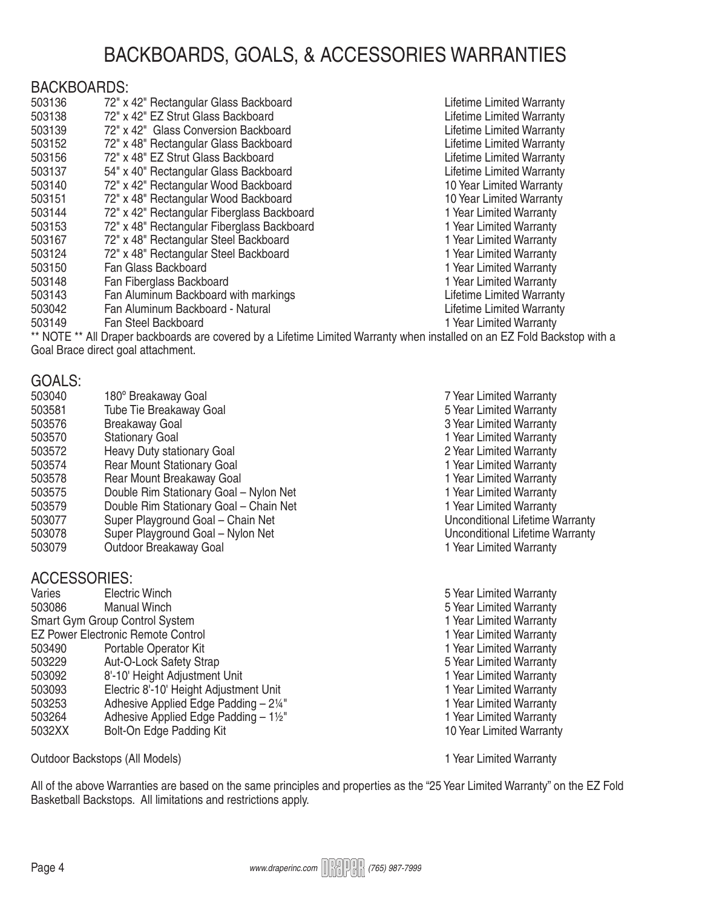# BACKBOARDS, GOALS, & ACCESSORIES WARRANTIES

## BACKBOARDS:

| | | |
|---|---|---|
| 503136 | 72" x 42" Rectangular Glass Backboard | Lifetime Limited Warranty |
| 503138 | 72" x 42" EZ Strut Glass Backboard | Lifetime Limited Warranty |
| 503139 | 72" x 42" Glass Conversion Backboard | Lifetime Limited Warranty |
| 503152 | 72" x 48" Rectangular Glass Backboard | Lifetime Limited Warranty |
| 503156 | 72" x 48" EZ Strut Glass Backboard | Lifetime Limited Warranty |
| 503137 | 54" x 40" Rectangular Glass Backboard | Lifetime Limited Warranty |
| 503140 | 72" x 42" Rectangular Wood Backboard | 10 Year Limited Warranty |
| 503151 | 72" x 48" Rectangular Wood Backboard | 10 Year Limited Warranty |
| 503144 | 72" x 42" Rectangular Fiberglass Backboard | 1 Year Limited Warranty |
| 503153 | 72" x 48" Rectangular Fiberglass Backboard | 1 Year Limited Warranty |
| 503167 | 72" x 48" Rectangular Steel Backboard | 1 Year Limited Warranty |
| 503124 | 72" x 48" Rectangular Steel Backboard | 1 Year Limited Warranty |
| 503150 | Fan Glass Backboard | 1 Year Limited Warranty |
| 503148 | Fan Fiberglass Backboard | 1 Year Limited Warranty |
| 503143 | Fan Aluminum Backboard with markings | Lifetime Limited Warranty |
| 503042 | Fan Aluminum Backboard - Natural | Lifetime Limited Warranty |
| 503149 | Fan Steel Backboard | 1 Year Limited Warranty |

** NOTE ** All Draper backboards are covered by a Lifetime Limited Warranty when installed on an EZ Fold Backstop with a Goal Brace direct goal attachment.

## GOALS:

| | | |
|---|---|---|
| 503040 | 180º Breakaway Goal | 7 Year Limited Warranty |
| 503581 | Tube Tie Breakaway Goal | 5 Year Limited Warranty |
| 503576 | Breakaway Goal | 3 Year Limited Warranty |
| 503570 | Stationary Goal | 1 Year Limited Warranty |
| 503572 | Heavy Duty stationary Goal | 2 Year Limited Warranty |
| 503574 | Rear Mount Stationary Goal | 1 Year Limited Warranty |
| 503578 | Rear Mount Breakaway Goal | 1 Year Limited Warranty |
| 503575 | Double Rim Stationary Goal – Nylon Net | 1 Year Limited Warranty |
| 503579 | Double Rim Stationary Goal – Chain Net | 1 Year Limited Warranty |
| 503077 | Super Playground Goal – Chain Net | Unconditional Lifetime Warranty |
| 503078 | Super Playground Goal – Nylon Net | Unconditional Lifetime Warranty |
| 503079 | Outdoor Breakaway Goal | 1 Year Limited Warranty |

## ACCESSORIES:

| | | |
|---|---|---|
| Varies | Electric Winch | 5 Year Limited Warranty |
| 503086 | Manual Winch | 5 Year Limited Warranty |
| Smart Gym Group Control System | | 1 Year Limited Warranty |
| EZ Power Electronic Remote Control | | 1 Year Limited Warranty |
| 503490 | Portable Operator Kit | 1 Year Limited Warranty |
| 503229 | Aut-O-Lock Safety Strap | 5 Year Limited Warranty |
| 503092 | 8'-10' Height Adjustment Unit | 1 Year Limited Warranty |
| 503093 | Electric 8'-10' Height Adjustment Unit | 1 Year Limited Warranty |
| 503253 | Adhesive Applied Edge Padding – 2¼" | 1 Year Limited Warranty |
| 503264 | Adhesive Applied Edge Padding – 1½" | 1 Year Limited Warranty |
| 5032XX | Bolt-On Edge Padding Kit | 10 Year Limited Warranty |

Outdoor Backstops (All Models) — 1 Year Limited Warranty

All of the above Warranties are based on the same principles and properties as the "25 Year Limited Warranty" on the EZ Fold Basketball Backstops. All limitations and restrictions apply.